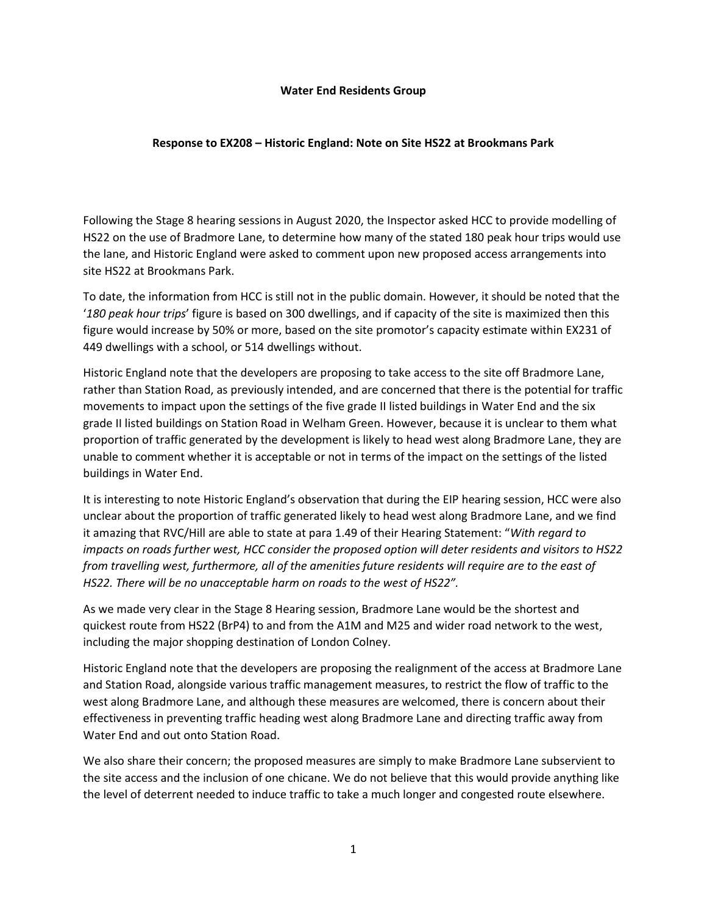**Water End Residents Group**

**Response to EX208 – Historic England: Note on Site HS22 at Brookmans Park**

Following the Stage 8 hearing sessions in August 2020, the Inspector asked HCC to provide modelling of HS22 on the use of Bradmore Lane, to determine how many of the stated 180 peak hour trips would use the lane, and Historic England were asked to comment upon new proposed access arrangements into site HS22 at Brookmans Park.

To date, the information from HCC is still not in the public domain. However, it should be noted that the '*180 peak hour trips*' figure is based on 300 dwellings, and if capacity of the site is maximized then this figure would increase by 50% or more, based on the site promotor's capacity estimate within EX231 of 449 dwellings with a school, or 514 dwellings without.

Historic England note that the developers are proposing to take access to the site off Bradmore Lane, rather than Station Road, as previously intended, and are concerned that there is the potential for traffic movements to impact upon the settings of the five grade II listed buildings in Water End and the six grade II listed buildings on Station Road in Welham Green. However, because it is unclear to them what proportion of traffic generated by the development is likely to head west along Bradmore Lane, they are unable to comment whether it is acceptable or not in terms of the impact on the settings of the listed buildings in Water End.

It is interesting to note Historic England's observation that during the EIP hearing session, HCC were also unclear about the proportion of traffic generated likely to head west along Bradmore Lane, and we find it amazing that RVC/Hill are able to state at para 1.49 of their Hearing Statement: "*With regard to impacts on roads further west, HCC consider the proposed option will deter residents and visitors to HS22 from travelling west, furthermore, all of the amenities future residents will require are to the east of HS22. There will be no unacceptable harm on roads to the west of HS22".*

As we made very clear in the Stage 8 Hearing session, Bradmore Lane would be the shortest and quickest route from HS22 (BrP4) to and from the A1M and M25 and wider road network to the west, including the major shopping destination of London Colney.

Historic England note that the developers are proposing the realignment of the access at Bradmore Lane and Station Road, alongside various traffic management measures, to restrict the flow of traffic to the west along Bradmore Lane, and although these measures are welcomed, there is concern about their effectiveness in preventing traffic heading west along Bradmore Lane and directing traffic away from Water End and out onto Station Road.

We also share their concern; the proposed measures are simply to make Bradmore Lane subservient to the site access and the inclusion of one chicane. We do not believe that this would provide anything like the level of deterrent needed to induce traffic to take a much longer and congested route elsewhere.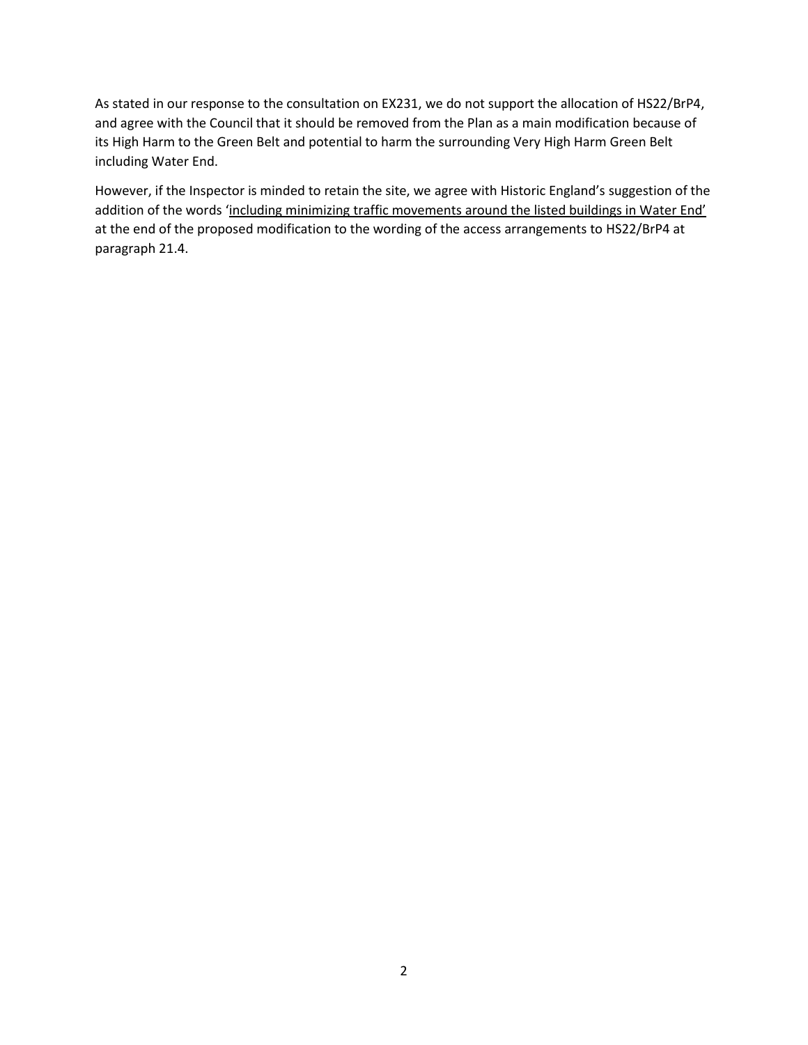As stated in our response to the consultation on EX231, we do not support the allocation of HS22/BrP4, and agree with the Council that it should be removed from the Plan as a main modification because of its High Harm to the Green Belt and potential to harm the surrounding Very High Harm Green Belt including Water End.

However, if the Inspector is minded to retain the site, we agree with Historic England's suggestion of the addition of the words '<u>including minimizing traffic movements around the listed buildings in Water End</u>' at the end of the proposed modification to the wording of the access arrangements to HS22/BrP4 at paragraph 21.4.